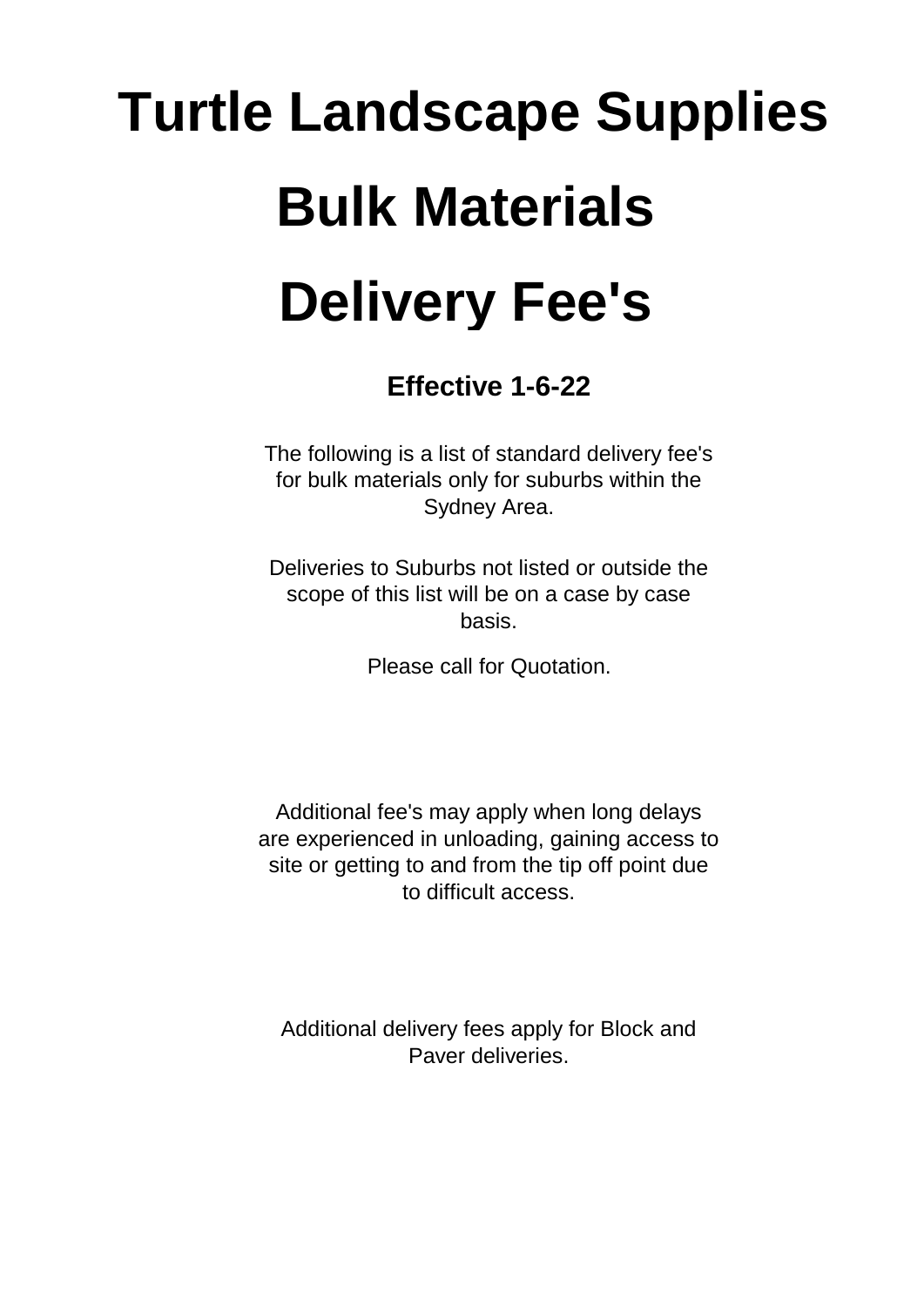# Turtle Landscape Supplies

# Bulk Materials

# Delivery Fee's

**Effective 1-6-22**

The following is a list of standard delivery fee's for bulk materials only for suburbs within the Sydney Area.

Deliveries to Suburbs not listed or outside the scope of this list will be on a case by case basis.

Please call for Quotation.

Additional fee's may apply when long delays are experienced in unloading, gaining access to site or getting to and from the tip off point due to difficult access.

Additional delivery fees apply for Block and Paver deliveries.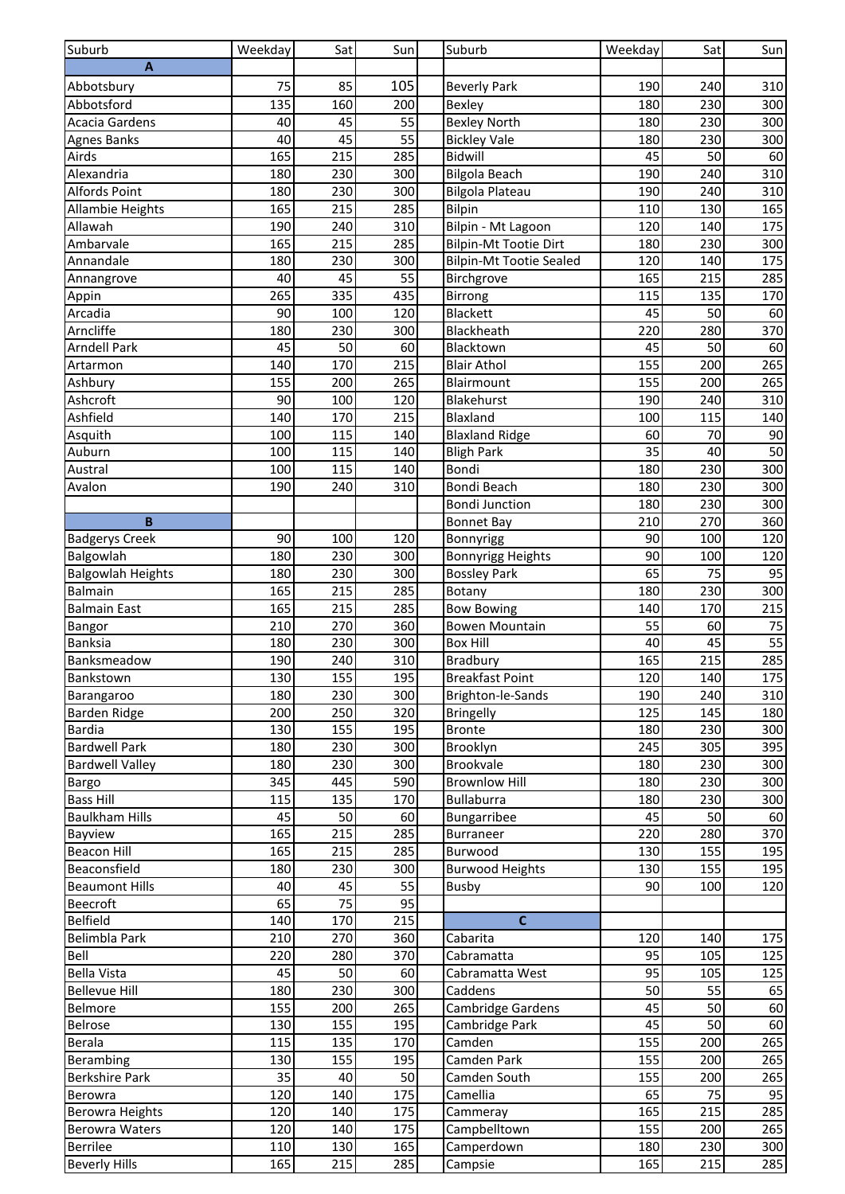| Suburb | Weekday | Sat | Sun |
|---|---|---|---|
| **A** | | | |
| Abbotsbury | 75 | 85 | 105 |
| Abbotsford | 135 | 160 | 200 |
| Acacia Gardens | 40 | 45 | 55 |
| Agnes Banks | 40 | 45 | 55 |
| Airds | 165 | 215 | 285 |
| Alexandria | 180 | 230 | 300 |
| Alfords Point | 180 | 230 | 300 |
| Allambie Heights | 165 | 215 | 285 |
| Allawah | 190 | 240 | 310 |
| Ambarvale | 165 | 215 | 285 |
| Annandale | 180 | 230 | 300 |
| Annangrove | 40 | 45 | 55 |
| Appin | 265 | 335 | 435 |
| Arcadia | 90 | 100 | 120 |
| Arncliffe | 180 | 230 | 300 |
| Arndell Park | 45 | 50 | 60 |
| Artarmon | 140 | 170 | 215 |
| Ashbury | 155 | 200 | 265 |
| Ashcroft | 90 | 100 | 120 |
| Ashfield | 140 | 170 | 215 |
| Asquith | 100 | 115 | 140 |
| Auburn | 100 | 115 | 140 |
| Austral | 100 | 115 | 140 |
| Avalon | 190 | 240 | 310 |
| | | | |
| **B** | | | |
| Badgerys Creek | 90 | 100 | 120 |
| Balgowlah | 180 | 230 | 300 |
| Balgowlah Heights | 180 | 230 | 300 |
| Balmain | 165 | 215 | 285 |
| Balmain East | 165 | 215 | 285 |
| Bangor | 210 | 270 | 360 |
| Banksia | 180 | 230 | 300 |
| Banksmeadow | 190 | 240 | 310 |
| Bankstown | 130 | 155 | 195 |
| Barangaroo | 180 | 230 | 300 |
| Barden Ridge | 200 | 250 | 320 |
| Bardia | 130 | 155 | 195 |
| Bardwell Park | 180 | 230 | 300 |
| Bardwell Valley | 180 | 230 | 300 |
| Bargo | 345 | 445 | 590 |
| Bass Hill | 115 | 135 | 170 |
| Baulkham Hills | 45 | 50 | 60 |
| Bayview | 165 | 215 | 285 |
| Beacon Hill | 165 | 215 | 285 |
| Beaconsfield | 180 | 230 | 300 |
| Beaumont Hills | 40 | 45 | 55 |
| Beecroft | 65 | 75 | 95 |
| Belfield | 140 | 170 | 215 |
| Belimbla Park | 210 | 270 | 360 |
| Bell | 220 | 280 | 370 |
| Bella Vista | 45 | 50 | 60 |
| Bellevue Hill | 180 | 230 | 300 |
| Belmore | 155 | 200 | 265 |
| Belrose | 130 | 155 | 195 |
| Berala | 115 | 135 | 170 |
| Berambing | 130 | 155 | 195 |
| Berkshire Park | 35 | 40 | 50 |
| Berowra | 120 | 140 | 175 |
| Berowra Heights | 120 | 140 | 175 |
| Berowra Waters | 120 | 140 | 175 |
| Berrilee | 110 | 130 | 165 |
| Beverly Hills | 165 | 215 | 285 |
| Beverly Park | 190 | 240 | 310 |
| Bexley | 180 | 230 | 300 |
| Bexley North | 180 | 230 | 300 |
| Bickley Vale | 180 | 230 | 300 |
| Bidwill | 45 | 50 | 60 |
| Bilgola Beach | 190 | 240 | 310 |
| Bilgola Plateau | 190 | 240 | 310 |
| Bilpin | 110 | 130 | 165 |
| Bilpin - Mt Lagoon | 120 | 140 | 175 |
| Bilpin-Mt Tootie Dirt | 180 | 230 | 300 |
| Bilpin-Mt Tootie Sealed | 120 | 140 | 175 |
| Birchgrove | 165 | 215 | 285 |
| Birrong | 115 | 135 | 170 |
| Blackett | 45 | 50 | 60 |
| Blackheath | 220 | 280 | 370 |
| Blacktown | 45 | 50 | 60 |
| Blair Athol | 155 | 200 | 265 |
| Blairmount | 155 | 200 | 265 |
| Blakehurst | 190 | 240 | 310 |
| Blaxland | 100 | 115 | 140 |
| Blaxland Ridge | 60 | 70 | 90 |
| Bligh Park | 35 | 40 | 50 |
| Bondi | 180 | 230 | 300 |
| Bondi Beach | 180 | 230 | 300 |
| Bondi Junction | 180 | 230 | 300 |
| Bonnet Bay | 210 | 270 | 360 |
| Bonnyrigg | 90 | 100 | 120 |
| Bonnyrigg Heights | 90 | 100 | 120 |
| Bossley Park | 65 | 75 | 95 |
| Botany | 180 | 230 | 300 |
| Bow Bowing | 140 | 170 | 215 |
| Bowen Mountain | 55 | 60 | 75 |
| Box Hill | 40 | 45 | 55 |
| Bradbury | 165 | 215 | 285 |
| Breakfast Point | 120 | 140 | 175 |
| Brighton-le-Sands | 190 | 240 | 310 |
| Bringelly | 125 | 145 | 180 |
| Bronte | 180 | 230 | 300 |
| Brooklyn | 245 | 305 | 395 |
| Brookvale | 180 | 230 | 300 |
| Brownlow Hill | 180 | 230 | 300 |
| Bullaburra | 180 | 230 | 300 |
| Bungarribee | 45 | 50 | 60 |
| Burraneer | 220 | 280 | 370 |
| Burwood | 130 | 155 | 195 |
| Burwood Heights | 130 | 155 | 195 |
| Busby | 90 | 100 | 120 |
| | | | |
| **C** | | | |
| Cabarita | 120 | 140 | 175 |
| Cabramatta | 95 | 105 | 125 |
| Cabramatta West | 95 | 105 | 125 |
| Caddens | 50 | 55 | 65 |
| Cambridge Gardens | 45 | 50 | 60 |
| Cambridge Park | 45 | 50 | 60 |
| Camden | 155 | 200 | 265 |
| Camden Park | 155 | 200 | 265 |
| Camden South | 155 | 200 | 265 |
| Camellia | 65 | 75 | 95 |
| Cammeray | 165 | 215 | 285 |
| Campbelltown | 155 | 200 | 265 |
| Camperdown | 180 | 230 | 300 |
| Campsie | 165 | 215 | 285 |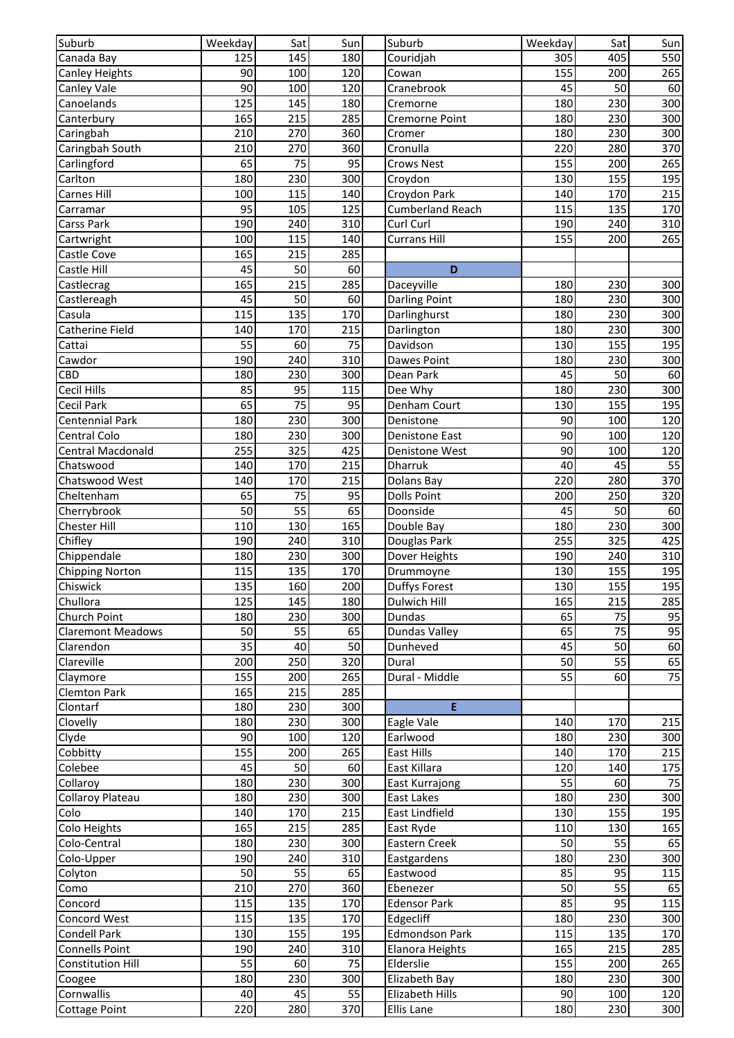| Suburb | Weekday | Sat | Sun | | Suburb | Weekday | Sat | Sun |
|---|---|---|---|---|---|---|---|---|
| Canada Bay | 125 | 145 | 180 | | Couridjah | 305 | 405 | 550 |
| Canley Heights | 90 | 100 | 120 | | Cowan | 155 | 200 | 265 |
| Canley Vale | 90 | 100 | 120 | | Cranebrook | 45 | 50 | 60 |
| Canoelands | 125 | 145 | 180 | | Cremorne | 180 | 230 | 300 |
| Canterbury | 165 | 215 | 285 | | Cremorne Point | 180 | 230 | 300 |
| Caringbah | 210 | 270 | 360 | | Cromer | 180 | 230 | 300 |
| Caringbah South | 210 | 270 | 360 | | Cronulla | 220 | 280 | 370 |
| Carlingford | 65 | 75 | 95 | | Crows Nest | 155 | 200 | 265 |
| Carlton | 180 | 230 | 300 | | Croydon | 130 | 155 | 195 |
| Carnes Hill | 100 | 115 | 140 | | Croydon Park | 140 | 170 | 215 |
| Carramar | 95 | 105 | 125 | | Cumberland Reach | 115 | 135 | 170 |
| Carss Park | 190 | 240 | 310 | | Curl Curl | 190 | 240 | 310 |
| Cartwright | 100 | 115 | 140 | | Currans Hill | 155 | 200 | 265 |
| Castle Cove | 165 | 215 | 285 | | | | | |
| Castle Hill | 45 | 50 | 60 | | D | | | |
| Castlecrag | 165 | 215 | 285 | | Daceyville | 180 | 230 | 300 |
| Castlereagh | 45 | 50 | 60 | | Darling Point | 180 | 230 | 300 |
| Casula | 115 | 135 | 170 | | Darlinghurst | 180 | 230 | 300 |
| Catherine Field | 140 | 170 | 215 | | Darlington | 180 | 230 | 300 |
| Cattai | 55 | 60 | 75 | | Davidson | 130 | 155 | 195 |
| Cawdor | 190 | 240 | 310 | | Dawes Point | 180 | 230 | 300 |
| CBD | 180 | 230 | 300 | | Dean Park | 45 | 50 | 60 |
| Cecil Hills | 85 | 95 | 115 | | Dee Why | 180 | 230 | 300 |
| Cecil Park | 65 | 75 | 95 | | Denham Court | 130 | 155 | 195 |
| Centennial Park | 180 | 230 | 300 | | Denistone | 90 | 100 | 120 |
| Central Colo | 180 | 230 | 300 | | Denistone East | 90 | 100 | 120 |
| Central Macdonald | 255 | 325 | 425 | | Denistone West | 90 | 100 | 120 |
| Chatswood | 140 | 170 | 215 | | Dharruk | 40 | 45 | 55 |
| Chatswood West | 140 | 170 | 215 | | Dolans Bay | 220 | 280 | 370 |
| Cheltenham | 65 | 75 | 95 | | Dolls Point | 200 | 250 | 320 |
| Cherrybrook | 50 | 55 | 65 | | Doonside | 45 | 50 | 60 |
| Chester Hill | 110 | 130 | 165 | | Double Bay | 180 | 230 | 300 |
| Chifley | 190 | 240 | 310 | | Douglas Park | 255 | 325 | 425 |
| Chippendale | 180 | 230 | 300 | | Dover Heights | 190 | 240 | 310 |
| Chipping Norton | 115 | 135 | 170 | | Drummoyne | 130 | 155 | 195 |
| Chiswick | 135 | 160 | 200 | | Duffys Forest | 130 | 155 | 195 |
| Chullora | 125 | 145 | 180 | | Dulwich Hill | 165 | 215 | 285 |
| Church Point | 180 | 230 | 300 | | Dundas | 65 | 75 | 95 |
| Claremont Meadows | 50 | 55 | 65 | | Dundas Valley | 65 | 75 | 95 |
| Clarendon | 35 | 40 | 50 | | Dunheved | 45 | 50 | 60 |
| Clareville | 200 | 250 | 320 | | Dural | 50 | 55 | 65 |
| Claymore | 155 | 200 | 265 | | Dural - Middle | 55 | 60 | 75 |
| Clemton Park | 165 | 215 | 285 | | | | | |
| Clontarf | 180 | 230 | 300 | | E | | | |
| Clovelly | 180 | 230 | 300 | | Eagle Vale | 140 | 170 | 215 |
| Clyde | 90 | 100 | 120 | | Earlwood | 180 | 230 | 300 |
| Cobbitty | 155 | 200 | 265 | | East Hills | 140 | 170 | 215 |
| Colebee | 45 | 50 | 60 | | East Killara | 120 | 140 | 175 |
| Collaroy | 180 | 230 | 300 | | East Kurrajong | 55 | 60 | 75 |
| Collaroy Plateau | 180 | 230 | 300 | | East Lakes | 180 | 230 | 300 |
| Colo | 140 | 170 | 215 | | East Lindfield | 130 | 155 | 195 |
| Colo Heights | 165 | 215 | 285 | | East Ryde | 110 | 130 | 165 |
| Colo-Central | 180 | 230 | 300 | | Eastern Creek | 50 | 55 | 65 |
| Colo-Upper | 190 | 240 | 310 | | Eastgardens | 180 | 230 | 300 |
| Colyton | 50 | 55 | 65 | | Eastwood | 85 | 95 | 115 |
| Como | 210 | 270 | 360 | | Ebenezer | 50 | 55 | 65 |
| Concord | 115 | 135 | 170 | | Edensor Park | 85 | 95 | 115 |
| Concord West | 115 | 135 | 170 | | Edgecliff | 180 | 230 | 300 |
| Condell Park | 130 | 155 | 195 | | Edmondson Park | 115 | 135 | 170 |
| Connells Point | 190 | 240 | 310 | | Elanora Heights | 165 | 215 | 285 |
| Constitution Hill | 55 | 60 | 75 | | Elderslie | 155 | 200 | 265 |
| Coogee | 180 | 230 | 300 | | Elizabeth Bay | 180 | 230 | 300 |
| Cornwallis | 40 | 45 | 55 | | Elizabeth Hills | 90 | 100 | 120 |
| Cottage Point | 220 | 280 | 370 | | Ellis Lane | 180 | 230 | 300 |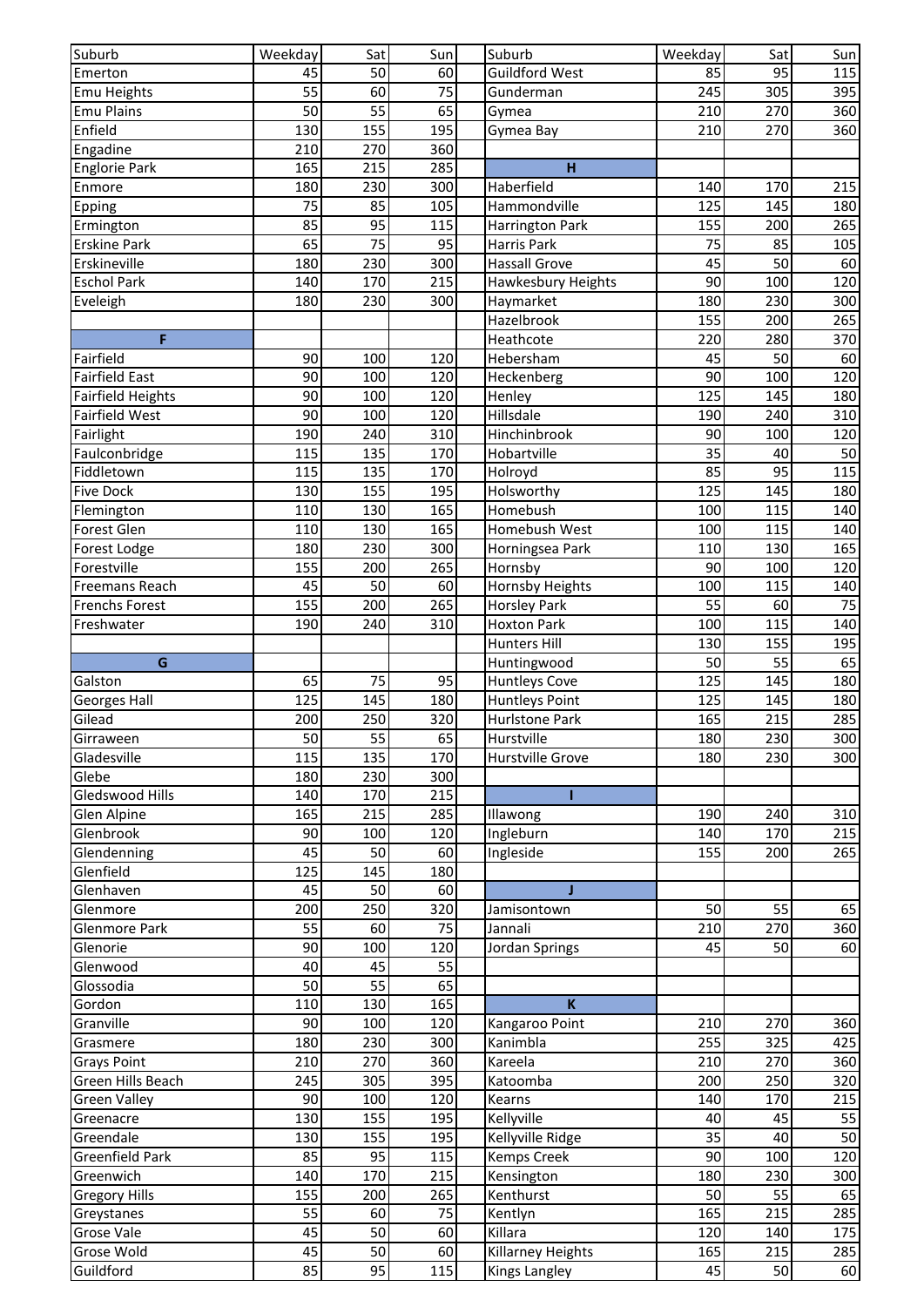| Suburb | Weekday | Sat | Sun |
|---|---|---|---|
| Emerton | 45 | 50 | 60 |
| Emu Heights | 55 | 60 | 75 |
| Emu Plains | 50 | 55 | 65 |
| Enfield | 130 | 155 | 195 |
| Engadine | 210 | 270 | 360 |
| Englorie Park | 165 | 215 | 285 |
| Enmore | 180 | 230 | 300 |
| Epping | 75 | 85 | 105 |
| Ermington | 85 | 95 | 115 |
| Erskine Park | 65 | 75 | 95 |
| Erskineville | 180 | 230 | 300 |
| Eschol Park | 140 | 170 | 215 |
| Eveleigh | 180 | 230 | 300 |
| | | | |
| **F** | | | |
| Fairfield | 90 | 100 | 120 |
| Fairfield East | 90 | 100 | 120 |
| Fairfield Heights | 90 | 100 | 120 |
| Fairfield West | 90 | 100 | 120 |
| Fairlight | 190 | 240 | 310 |
| Faulconbridge | 115 | 135 | 170 |
| Fiddletown | 115 | 135 | 170 |
| Five Dock | 130 | 155 | 195 |
| Flemington | 110 | 130 | 165 |
| Forest Glen | 110 | 130 | 165 |
| Forest Lodge | 180 | 230 | 300 |
| Forestville | 155 | 200 | 265 |
| Freemans Reach | 45 | 50 | 60 |
| Frenchs Forest | 155 | 200 | 265 |
| Freshwater | 190 | 240 | 310 |
| | | | |
| **G** | | | |
| Galston | 65 | 75 | 95 |
| Georges Hall | 125 | 145 | 180 |
| Gilead | 200 | 250 | 320 |
| Girraween | 50 | 55 | 65 |
| Gladesville | 115 | 135 | 170 |
| Glebe | 180 | 230 | 300 |
| Gledswood Hills | 140 | 170 | 215 |
| Glen Alpine | 165 | 215 | 285 |
| Glenbrook | 90 | 100 | 120 |
| Glendenning | 45 | 50 | 60 |
| Glenfield | 125 | 145 | 180 |
| Glenhaven | 45 | 50 | 60 |
| Glenmore | 200 | 250 | 320 |
| Glenmore Park | 55 | 60 | 75 |
| Glenorie | 90 | 100 | 120 |
| Glenwood | 40 | 45 | 55 |
| Glossodia | 50 | 55 | 65 |
| Gordon | 110 | 130 | 165 |
| Granville | 90 | 100 | 120 |
| Grasmere | 180 | 230 | 300 |
| Grays Point | 210 | 270 | 360 |
| Green Hills Beach | 245 | 305 | 395 |
| Green Valley | 90 | 100 | 120 |
| Greenacre | 130 | 155 | 195 |
| Greendale | 130 | 155 | 195 |
| Greenfield Park | 85 | 95 | 115 |
| Greenwich | 140 | 170 | 215 |
| Gregory Hills | 155 | 200 | 265 |
| Greystanes | 55 | 60 | 75 |
| Grose Vale | 45 | 50 | 60 |
| Grose Wold | 45 | 50 | 60 |
| Guildford | 85 | 95 | 115 |
| Guildford West | 85 | 95 | 115 |
| Gunderman | 245 | 305 | 395 |
| Gymea | 210 | 270 | 360 |
| Gymea Bay | 210 | 270 | 360 |
| **H** | | | |
| Haberfield | 140 | 170 | 215 |
| Hammondville | 125 | 145 | 180 |
| Harrington Park | 155 | 200 | 265 |
| Harris Park | 75 | 85 | 105 |
| Hassall Grove | 45 | 50 | 60 |
| Hawkesbury Heights | 90 | 100 | 120 |
| Haymarket | 180 | 230 | 300 |
| Hazelbrook | 155 | 200 | 265 |
| Heathcote | 220 | 280 | 370 |
| Hebersham | 45 | 50 | 60 |
| Heckenberg | 90 | 100 | 120 |
| Henley | 125 | 145 | 180 |
| Hillsdale | 190 | 240 | 310 |
| Hinchinbrook | 90 | 100 | 120 |
| Hobartville | 35 | 40 | 50 |
| Holroyd | 85 | 95 | 115 |
| Holsworthy | 125 | 145 | 180 |
| Homebush | 100 | 115 | 140 |
| Homebush West | 100 | 115 | 140 |
| Horningsea Park | 110 | 130 | 165 |
| Hornsby | 90 | 100 | 120 |
| Hornsby Heights | 100 | 115 | 140 |
| Horsley Park | 55 | 60 | 75 |
| Hoxton Park | 100 | 115 | 140 |
| Hunters Hill | 130 | 155 | 195 |
| Huntingwood | 50 | 55 | 65 |
| Huntleys Cove | 125 | 145 | 180 |
| Huntleys Point | 125 | 145 | 180 |
| Hurlstone Park | 165 | 215 | 285 |
| Hurstville | 180 | 230 | 300 |
| Hurstville Grove | 180 | 230 | 300 |
| | | | |
| **I** | | | |
| Illawong | 190 | 240 | 310 |
| Ingleburn | 140 | 170 | 215 |
| Ingleside | 155 | 200 | 265 |
| | | | |
| **J** | | | |
| Jamisontown | 50 | 55 | 65 |
| Jannali | 210 | 270 | 360 |
| Jordan Springs | 45 | 50 | 60 |
| | | | |
| | | | |
| **K** | | | |
| Kangaroo Point | 210 | 270 | 360 |
| Kanimbla | 255 | 325 | 425 |
| Kareela | 210 | 270 | 360 |
| Katoomba | 200 | 250 | 320 |
| Kearns | 140 | 170 | 215 |
| Kellyville | 40 | 45 | 55 |
| Kellyville Ridge | 35 | 40 | 50 |
| Kemps Creek | 90 | 100 | 120 |
| Kensington | 180 | 230 | 300 |
| Kenthurst | 50 | 55 | 65 |
| Kentlyn | 165 | 215 | 285 |
| Killara | 120 | 140 | 175 |
| Killarney Heights | 165 | 215 | 285 |
| Kings Langley | 45 | 50 | 60 |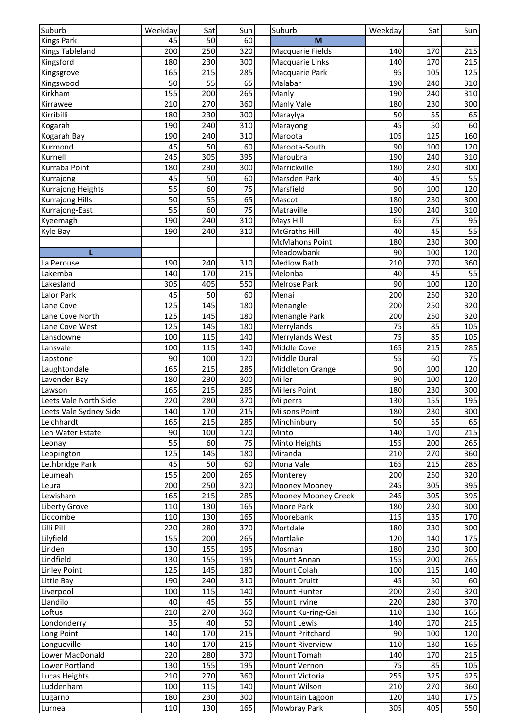| Suburb | Weekday | Sat | Sun |
|---|---|---|---|
| Kings Park | 45 | 50 | 60 |
| Kings Tableland | 200 | 250 | 320 |
| Kingsford | 180 | 230 | 300 |
| Kingsgrove | 165 | 215 | 285 |
| Kingswood | 50 | 55 | 65 |
| Kirkham | 155 | 200 | 265 |
| Kirrawee | 210 | 270 | 360 |
| Kirribilli | 180 | 230 | 300 |
| Kogarah | 190 | 240 | 310 |
| Kogarah Bay | 190 | 240 | 310 |
| Kurmond | 45 | 50 | 60 |
| Kurnell | 245 | 305 | 395 |
| Kurraba Point | 180 | 230 | 300 |
| Kurrajong | 45 | 50 | 60 |
| Kurrajong Heights | 55 | 60 | 75 |
| Kurrajong Hills | 50 | 55 | 65 |
| Kurrajong-East | 55 | 60 | 75 |
| Kyeemagh | 190 | 240 | 310 |
| Kyle Bay | 190 | 240 | 310 |
| | | | |
| **L** | | | |
| La Perouse | 190 | 240 | 310 |
| Lakemba | 140 | 170 | 215 |
| Lakesland | 305 | 405 | 550 |
| Lalor Park | 45 | 50 | 60 |
| Lane Cove | 125 | 145 | 180 |
| Lane Cove North | 125 | 145 | 180 |
| Lane Cove West | 125 | 145 | 180 |
| Lansdowne | 100 | 115 | 140 |
| Lansvale | 100 | 115 | 140 |
| Lapstone | 90 | 100 | 120 |
| Laughtondale | 165 | 215 | 285 |
| Lavender Bay | 180 | 230 | 300 |
| Lawson | 165 | 215 | 285 |
| Leets Vale North Side | 220 | 280 | 370 |
| Leets Vale Sydney Side | 140 | 170 | 215 |
| Leichhardt | 165 | 215 | 285 |
| Len Water Estate | 90 | 100 | 120 |
| Leonay | 55 | 60 | 75 |
| Leppington | 125 | 145 | 180 |
| Lethbridge Park | 45 | 50 | 60 |
| Leumeah | 155 | 200 | 265 |
| Leura | 200 | 250 | 320 |
| Lewisham | 165 | 215 | 285 |
| Liberty Grove | 110 | 130 | 165 |
| Lidcombe | 110 | 130 | 165 |
| Lilli Pilli | 220 | 280 | 370 |
| Lilyfield | 155 | 200 | 265 |
| Linden | 130 | 155 | 195 |
| Lindfield | 130 | 155 | 195 |
| Linley Point | 125 | 145 | 180 |
| Little Bay | 190 | 240 | 310 |
| Liverpool | 100 | 115 | 140 |
| Llandilo | 40 | 45 | 55 |
| Loftus | 210 | 270 | 360 |
| Londonderry | 35 | 40 | 50 |
| Long Point | 140 | 170 | 215 |
| Longueville | 140 | 170 | 215 |
| Lower MacDonald | 220 | 280 | 370 |
| Lower Portland | 130 | 155 | 195 |
| Lucas Heights | 210 | 270 | 360 |
| Luddenham | 100 | 115 | 140 |
| Lugarno | 180 | 230 | 300 |
| Lurnea | 110 | 130 | 165 |

| Suburb | Weekday | Sat | Sun |
|---|---|---|---|
| **M** | | | |
| Macquarie Fields | 140 | 170 | 215 |
| Macquarie Links | 140 | 170 | 215 |
| Macquarie Park | 95 | 105 | 125 |
| Malabar | 190 | 240 | 310 |
| Manly | 190 | 240 | 310 |
| Manly Vale | 180 | 230 | 300 |
| Maraylya | 50 | 55 | 65 |
| Marayong | 45 | 50 | 60 |
| Maroota | 105 | 125 | 160 |
| Maroota-South | 90 | 100 | 120 |
| Maroubra | 190 | 240 | 310 |
| Marrickville | 180 | 230 | 300 |
| Marsden Park | 40 | 45 | 55 |
| Marsfield | 90 | 100 | 120 |
| Mascot | 180 | 230 | 300 |
| Matraville | 190 | 240 | 310 |
| Mays Hill | 65 | 75 | 95 |
| McGraths Hill | 40 | 45 | 55 |
| McMahons Point | 180 | 230 | 300 |
| Meadowbank | 90 | 100 | 120 |
| Medlow Bath | 210 | 270 | 360 |
| Melonba | 40 | 45 | 55 |
| Melrose Park | 90 | 100 | 120 |
| Menai | 200 | 250 | 320 |
| Menangle | 200 | 250 | 320 |
| Menangle Park | 200 | 250 | 320 |
| Merrylands | 75 | 85 | 105 |
| Merrylands West | 75 | 85 | 105 |
| Middle Cove | 165 | 215 | 285 |
| Middle Dural | 55 | 60 | 75 |
| Middleton Grange | 90 | 100 | 120 |
| Miller | 90 | 100 | 120 |
| Millers Point | 180 | 230 | 300 |
| Milperra | 130 | 155 | 195 |
| Milsons Point | 180 | 230 | 300 |
| Minchinbury | 50 | 55 | 65 |
| Minto | 140 | 170 | 215 |
| Minto Heights | 155 | 200 | 265 |
| Miranda | 210 | 270 | 360 |
| Mona Vale | 165 | 215 | 285 |
| Monterey | 200 | 250 | 320 |
| Mooney Mooney | 245 | 305 | 395 |
| Mooney Mooney Creek | 245 | 305 | 395 |
| Moore Park | 180 | 230 | 300 |
| Moorebank | 115 | 135 | 170 |
| Mortdale | 180 | 230 | 300 |
| Mortlake | 120 | 140 | 175 |
| Mosman | 180 | 230 | 300 |
| Mount Annan | 155 | 200 | 265 |
| Mount Colah | 100 | 115 | 140 |
| Mount Druitt | 45 | 50 | 60 |
| Mount Hunter | 200 | 250 | 320 |
| Mount Irvine | 220 | 280 | 370 |
| Mount Ku-ring-Gai | 110 | 130 | 165 |
| Mount Lewis | 140 | 170 | 215 |
| Mount Pritchard | 90 | 100 | 120 |
| Mount Riverview | 110 | 130 | 165 |
| Mount Tomah | 140 | 170 | 215 |
| Mount Vernon | 75 | 85 | 105 |
| Mount Victoria | 255 | 325 | 425 |
| Mount Wilson | 210 | 270 | 360 |
| Mountain Lagoon | 120 | 140 | 175 |
| Mowbray Park | 305 | 405 | 550 |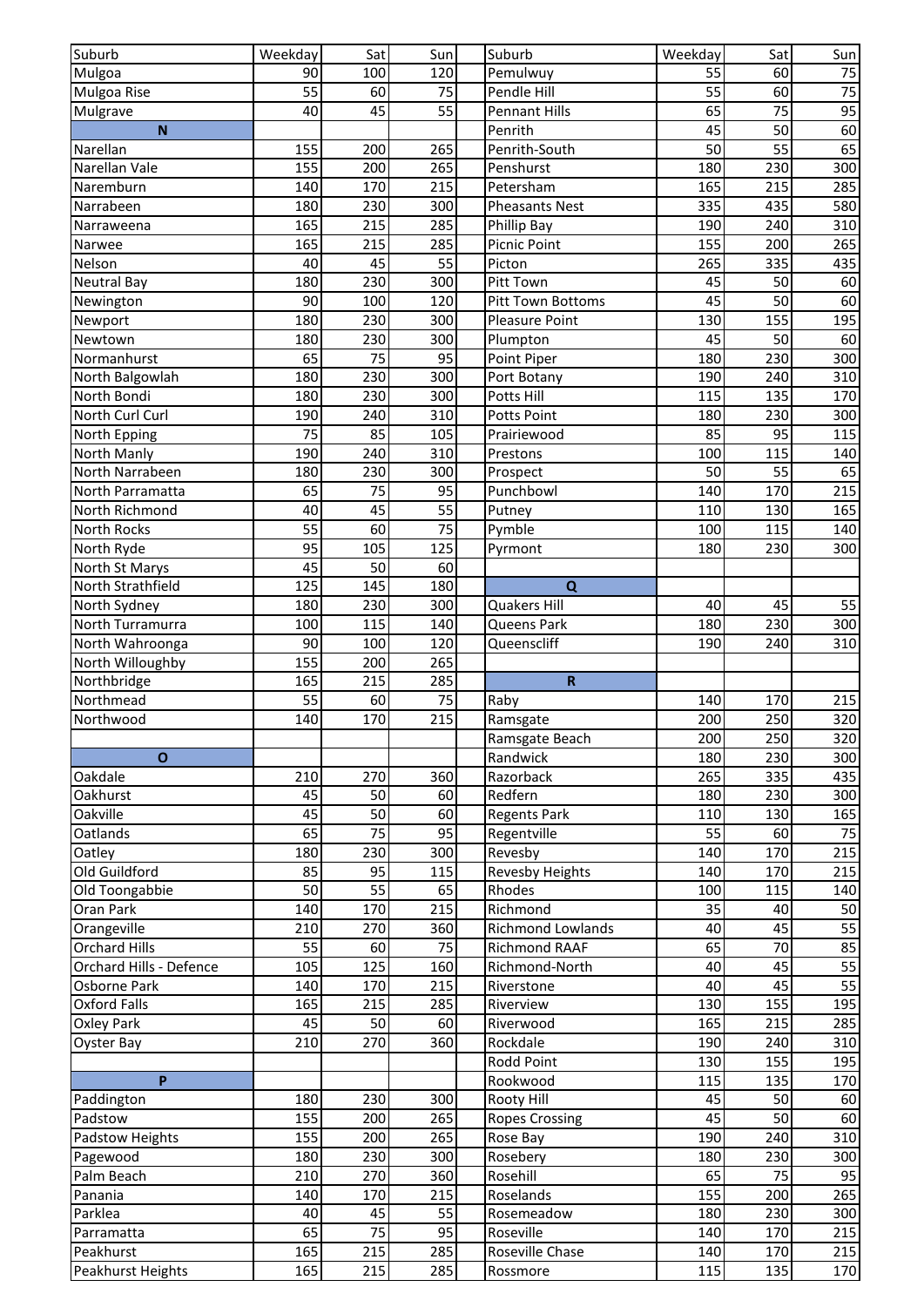| Suburb | Weekday | Sat | Sun |
|---|---|---|---|
| Mulgoa | 90 | 100 | 120 |
| Mulgoa Rise | 55 | 60 | 75 |
| Mulgrave | 40 | 45 | 55 |
| **N** | | | |
| Narellan | 155 | 200 | 265 |
| Narellan Vale | 155 | 200 | 265 |
| Naremburn | 140 | 170 | 215 |
| Narrabeen | 180 | 230 | 300 |
| Narraweena | 165 | 215 | 285 |
| Narwee | 165 | 215 | 285 |
| Nelson | 40 | 45 | 55 |
| Neutral Bay | 180 | 230 | 300 |
| Newington | 90 | 100 | 120 |
| Newport | 180 | 230 | 300 |
| Newtown | 180 | 230 | 300 |
| Normanhurst | 65 | 75 | 95 |
| North Balgowlah | 180 | 230 | 300 |
| North Bondi | 180 | 230 | 300 |
| North Curl Curl | 190 | 240 | 310 |
| North Epping | 75 | 85 | 105 |
| North Manly | 190 | 240 | 310 |
| North Narrabeen | 180 | 230 | 300 |
| North Parramatta | 65 | 75 | 95 |
| North Richmond | 40 | 45 | 55 |
| North Rocks | 55 | 60 | 75 |
| North Ryde | 95 | 105 | 125 |
| North St Marys | 45 | 50 | 60 |
| North Strathfield | 125 | 145 | 180 |
| North Sydney | 180 | 230 | 300 |
| North Turramurra | 100 | 115 | 140 |
| North Wahroonga | 90 | 100 | 120 |
| North Willoughby | 155 | 200 | 265 |
| Northbridge | 165 | 215 | 285 |
| Northmead | 55 | 60 | 75 |
| Northwood | 140 | 170 | 215 |
| | | | |
| **O** | | | |
| Oakdale | 210 | 270 | 360 |
| Oakhurst | 45 | 50 | 60 |
| Oakville | 45 | 50 | 60 |
| Oatlands | 65 | 75 | 95 |
| Oatley | 180 | 230 | 300 |
| Old Guildford | 85 | 95 | 115 |
| Old Toongabbie | 50 | 55 | 65 |
| Oran Park | 140 | 170 | 215 |
| Orangeville | 210 | 270 | 360 |
| Orchard Hills | 55 | 60 | 75 |
| Orchard Hills - Defence | 105 | 125 | 160 |
| Osborne Park | 140 | 170 | 215 |
| Oxford Falls | 165 | 215 | 285 |
| Oxley Park | 45 | 50 | 60 |
| Oyster Bay | 210 | 270 | 360 |
| | | | |
| **P** | | | |
| Paddington | 180 | 230 | 300 |
| Padstow | 155 | 200 | 265 |
| Padstow Heights | 155 | 200 | 265 |
| Pagewood | 180 | 230 | 300 |
| Palm Beach | 210 | 270 | 360 |
| Panania | 140 | 170 | 215 |
| Parklea | 40 | 45 | 55 |
| Parramatta | 65 | 75 | 95 |
| Peakhurst | 165 | 215 | 285 |
| Peakhurst Heights | 165 | 215 | 285 |
| Pemulwuy | 55 | 60 | 75 |
| Pendle Hill | 55 | 60 | 75 |
| Pennant Hills | 65 | 75 | 95 |
| Penrith | 45 | 50 | 60 |
| Penrith-South | 50 | 55 | 65 |
| Penshurst | 180 | 230 | 300 |
| Petersham | 165 | 215 | 285 |
| Pheasants Nest | 335 | 435 | 580 |
| Phillip Bay | 190 | 240 | 310 |
| Picnic Point | 155 | 200 | 265 |
| Picton | 265 | 335 | 435 |
| Pitt Town | 45 | 50 | 60 |
| Pitt Town Bottoms | 45 | 50 | 60 |
| Pleasure Point | 130 | 155 | 195 |
| Plumpton | 45 | 50 | 60 |
| Point Piper | 180 | 230 | 300 |
| Port Botany | 190 | 240 | 310 |
| Potts Hill | 115 | 135 | 170 |
| Potts Point | 180 | 230 | 300 |
| Prairiewood | 85 | 95 | 115 |
| Prestons | 100 | 115 | 140 |
| Prospect | 50 | 55 | 65 |
| Punchbowl | 140 | 170 | 215 |
| Putney | 110 | 130 | 165 |
| Pymble | 100 | 115 | 140 |
| Pyrmont | 180 | 230 | 300 |
| | | | |
| **Q** | | | |
| Quakers Hill | 40 | 45 | 55 |
| Queens Park | 180 | 230 | 300 |
| Queenscliff | 190 | 240 | 310 |
| | | | |
| **R** | | | |
| Raby | 140 | 170 | 215 |
| Ramsgate | 200 | 250 | 320 |
| Ramsgate Beach | 200 | 250 | 320 |
| Randwick | 180 | 230 | 300 |
| Razorback | 265 | 335 | 435 |
| Redfern | 180 | 230 | 300 |
| Regents Park | 110 | 130 | 165 |
| Regentville | 55 | 60 | 75 |
| Revesby | 140 | 170 | 215 |
| Revesby Heights | 140 | 170 | 215 |
| Rhodes | 100 | 115 | 140 |
| Richmond | 35 | 40 | 50 |
| Richmond Lowlands | 40 | 45 | 55 |
| Richmond RAAF | 65 | 70 | 85 |
| Richmond-North | 40 | 45 | 55 |
| Riverstone | 40 | 45 | 55 |
| Riverview | 130 | 155 | 195 |
| Riverwood | 165 | 215 | 285 |
| Rockdale | 190 | 240 | 310 |
| Rodd Point | 130 | 155 | 195 |
| Rookwood | 115 | 135 | 170 |
| Rooty Hill | 45 | 50 | 60 |
| Ropes Crossing | 45 | 50 | 60 |
| Rose Bay | 190 | 240 | 310 |
| Rosebery | 180 | 230 | 300 |
| Rosehill | 65 | 75 | 95 |
| Roselands | 155 | 200 | 265 |
| Rosemeadow | 180 | 230 | 300 |
| Roseville | 140 | 170 | 215 |
| Roseville Chase | 140 | 170 | 215 |
| Rossmore | 115 | 135 | 170 |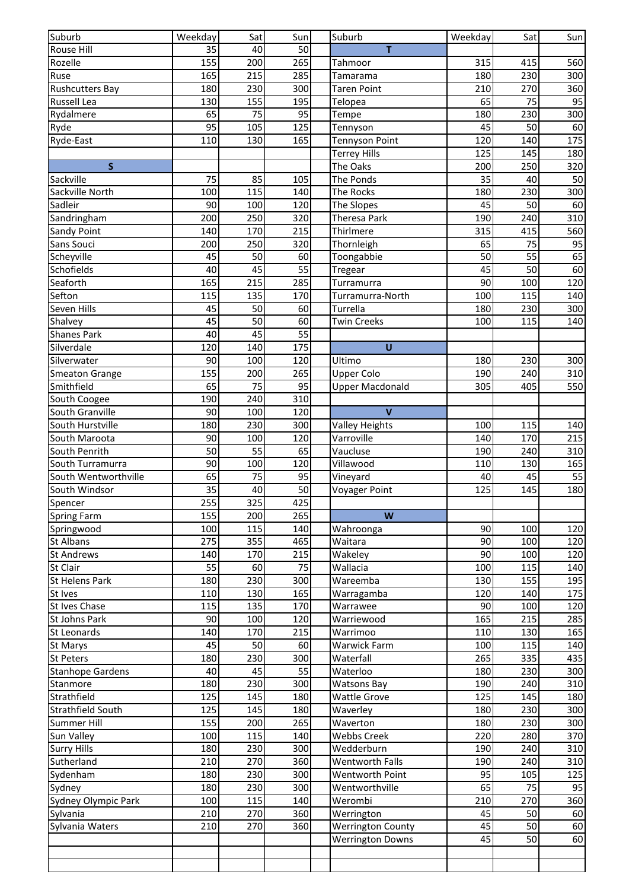| Suburb | Weekday | Sat | Sun | | Suburb | Weekday | Sat | Sun |
|---|---|---|---|---|---|---|---|---|
| Rouse Hill | 35 | 40 | 50 | | T | | | |
| Rozelle | 155 | 200 | 265 | | Tahmoor | 315 | 415 | 560 |
| Ruse | 165 | 215 | 285 | | Tamarama | 180 | 230 | 300 |
| Rushcutters Bay | 180 | 230 | 300 | | Taren Point | 210 | 270 | 360 |
| Russell Lea | 130 | 155 | 195 | | Telopea | 65 | 75 | 95 |
| Rydalmere | 65 | 75 | 95 | | Tempe | 180 | 230 | 300 |
| Ryde | 95 | 105 | 125 | | Tennyson | 45 | 50 | 60 |
| Ryde-East | 110 | 130 | 165 | | Tennyson Point | 120 | 140 | 175 |
| | | | | | Terrey Hills | 125 | 145 | 180 |
| S | | | | | The Oaks | 200 | 250 | 320 |
| Sackville | 75 | 85 | 105 | | The Ponds | 35 | 40 | 50 |
| Sackville North | 100 | 115 | 140 | | The Rocks | 180 | 230 | 300 |
| Sadleir | 90 | 100 | 120 | | The Slopes | 45 | 50 | 60 |
| Sandringham | 200 | 250 | 320 | | Theresa Park | 190 | 240 | 310 |
| Sandy Point | 140 | 170 | 215 | | Thirlmere | 315 | 415 | 560 |
| Sans Souci | 200 | 250 | 320 | | Thornleigh | 65 | 75 | 95 |
| Scheyville | 45 | 50 | 60 | | Toongabbie | 50 | 55 | 65 |
| Schofields | 40 | 45 | 55 | | Tregear | 45 | 50 | 60 |
| Seaforth | 165 | 215 | 285 | | Turramurra | 90 | 100 | 120 |
| Sefton | 115 | 135 | 170 | | Turramurra-North | 100 | 115 | 140 |
| Seven Hills | 45 | 50 | 60 | | Turrella | 180 | 230 | 300 |
| Shalvey | 45 | 50 | 60 | | Twin Creeks | 100 | 115 | 140 |
| Shanes Park | 40 | 45 | 55 | | | | | |
| Silverdale | 120 | 140 | 175 | | U | | | |
| Silverwater | 90 | 100 | 120 | | Ultimo | 180 | 230 | 300 |
| Smeaton Grange | 155 | 200 | 265 | | Upper Colo | 190 | 240 | 310 |
| Smithfield | 65 | 75 | 95 | | Upper Macdonald | 305 | 405 | 550 |
| South Coogee | 190 | 240 | 310 | | | | | |
| South Granville | 90 | 100 | 120 | | V | | | |
| South Hurstville | 180 | 230 | 300 | | Valley Heights | 100 | 115 | 140 |
| South Maroota | 90 | 100 | 120 | | Varroville | 140 | 170 | 215 |
| South Penrith | 50 | 55 | 65 | | Vaucluse | 190 | 240 | 310 |
| South Turramurra | 90 | 100 | 120 | | Villawood | 110 | 130 | 165 |
| South Wentworthville | 65 | 75 | 95 | | Vineyard | 40 | 45 | 55 |
| South Windsor | 35 | 40 | 50 | | Voyager Point | 125 | 145 | 180 |
| Spencer | 255 | 325 | 425 | | | | | |
| Spring Farm | 155 | 200 | 265 | | W | | | |
| Springwood | 100 | 115 | 140 | | Wahroonga | 90 | 100 | 120 |
| St Albans | 275 | 355 | 465 | | Waitara | 90 | 100 | 120 |
| St Andrews | 140 | 170 | 215 | | Wakeley | 90 | 100 | 120 |
| St Clair | 55 | 60 | 75 | | Wallacia | 100 | 115 | 140 |
| St Helens Park | 180 | 230 | 300 | | Wareemba | 130 | 155 | 195 |
| St Ives | 110 | 130 | 165 | | Warragamba | 120 | 140 | 175 |
| St Ives Chase | 115 | 135 | 170 | | Warrawee | 90 | 100 | 120 |
| St Johns Park | 90 | 100 | 120 | | Warriewood | 165 | 215 | 285 |
| St Leonards | 140 | 170 | 215 | | Warrimoo | 110 | 130 | 165 |
| St Marys | 45 | 50 | 60 | | Warwick Farm | 100 | 115 | 140 |
| St Peters | 180 | 230 | 300 | | Waterfall | 265 | 335 | 435 |
| Stanhope Gardens | 40 | 45 | 55 | | Waterloo | 180 | 230 | 300 |
| Stanmore | 180 | 230 | 300 | | Watsons Bay | 190 | 240 | 310 |
| Strathfield | 125 | 145 | 180 | | Wattle Grove | 125 | 145 | 180 |
| Strathfield South | 125 | 145 | 180 | | Waverley | 180 | 230 | 300 |
| Summer Hill | 155 | 200 | 265 | | Waverton | 180 | 230 | 300 |
| Sun Valley | 100 | 115 | 140 | | Webbs Creek | 220 | 280 | 370 |
| Surry Hills | 180 | 230 | 300 | | Wedderburn | 190 | 240 | 310 |
| Sutherland | 210 | 270 | 360 | | Wentworth Falls | 190 | 240 | 310 |
| Sydenham | 180 | 230 | 300 | | Wentworth Point | 95 | 105 | 125 |
| Sydney | 180 | 230 | 300 | | Wentworthville | 65 | 75 | 95 |
| Sydney Olympic Park | 100 | 115 | 140 | | Werombi | 210 | 270 | 360 |
| Sylvania | 210 | 270 | 360 | | Werrington | 45 | 50 | 60 |
| Sylvania Waters | 210 | 270 | 360 | | Werrington County | 45 | 50 | 60 |
| | | | | | Werrington Downs | 45 | 50 | 60 |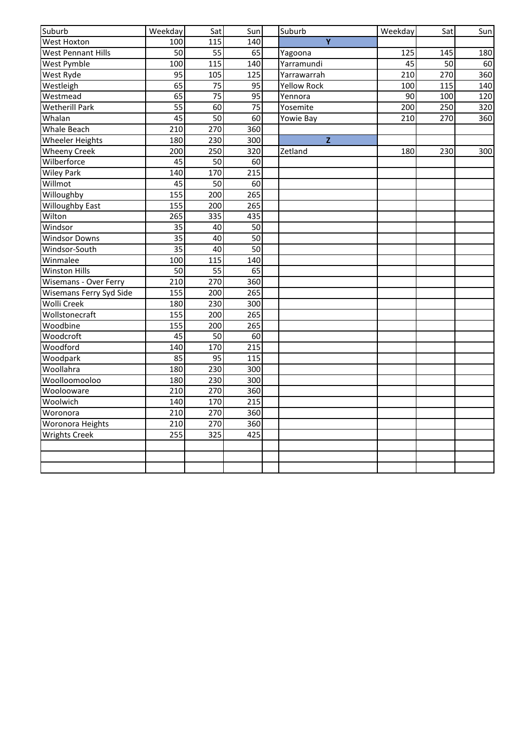| Suburb | Weekday | Sat | Sun | | Suburb | Weekday | Sat | Sun |
|---|---|---|---|---|---|---|---|---|
| West Hoxton | 100 | 115 | 140 | | Y | | | |
| West Pennant Hills | 50 | 55 | 65 | | Yagoona | 125 | 145 | 180 |
| West Pymble | 100 | 115 | 140 | | Yarramundi | 45 | 50 | 60 |
| West Ryde | 95 | 105 | 125 | | Yarrawarrah | 210 | 270 | 360 |
| Westleigh | 65 | 75 | 95 | | Yellow Rock | 100 | 115 | 140 |
| Westmead | 65 | 75 | 95 | | Yennora | 90 | 100 | 120 |
| Wetherill Park | 55 | 60 | 75 | | Yosemite | 200 | 250 | 320 |
| Whalan | 45 | 50 | 60 | | Yowie Bay | 210 | 270 | 360 |
| Whale Beach | 210 | 270 | 360 | | | | | |
| Wheeler Heights | 180 | 230 | 300 | | Z | | | |
| Wheeny Creek | 200 | 250 | 320 | | Zetland | 180 | 230 | 300 |
| Wilberforce | 45 | 50 | 60 | | | | | |
| Wiley Park | 140 | 170 | 215 | | | | | |
| Willmot | 45 | 50 | 60 | | | | | |
| Willoughby | 155 | 200 | 265 | | | | | |
| Willoughby East | 155 | 200 | 265 | | | | | |
| Wilton | 265 | 335 | 435 | | | | | |
| Windsor | 35 | 40 | 50 | | | | | |
| Windsor Downs | 35 | 40 | 50 | | | | | |
| Windsor-South | 35 | 40 | 50 | | | | | |
| Winmalee | 100 | 115 | 140 | | | | | |
| Winston Hills | 50 | 55 | 65 | | | | | |
| Wisemans - Over Ferry | 210 | 270 | 360 | | | | | |
| Wisemans Ferry Syd Side | 155 | 200 | 265 | | | | | |
| Wolli Creek | 180 | 230 | 300 | | | | | |
| Wollstonecraft | 155 | 200 | 265 | | | | | |
| Woodbine | 155 | 200 | 265 | | | | | |
| Woodcroft | 45 | 50 | 60 | | | | | |
| Woodford | 140 | 170 | 215 | | | | | |
| Woodpark | 85 | 95 | 115 | | | | | |
| Woollahra | 180 | 230 | 300 | | | | | |
| Woolloomooloo | 180 | 230 | 300 | | | | | |
| Woolooware | 210 | 270 | 360 | | | | | |
| Woolwich | 140 | 170 | 215 | | | | | |
| Woronora | 210 | 270 | 360 | | | | | |
| Woronora Heights | 210 | 270 | 360 | | | | | |
| Wrights Creek | 255 | 325 | 425 | | | | | |